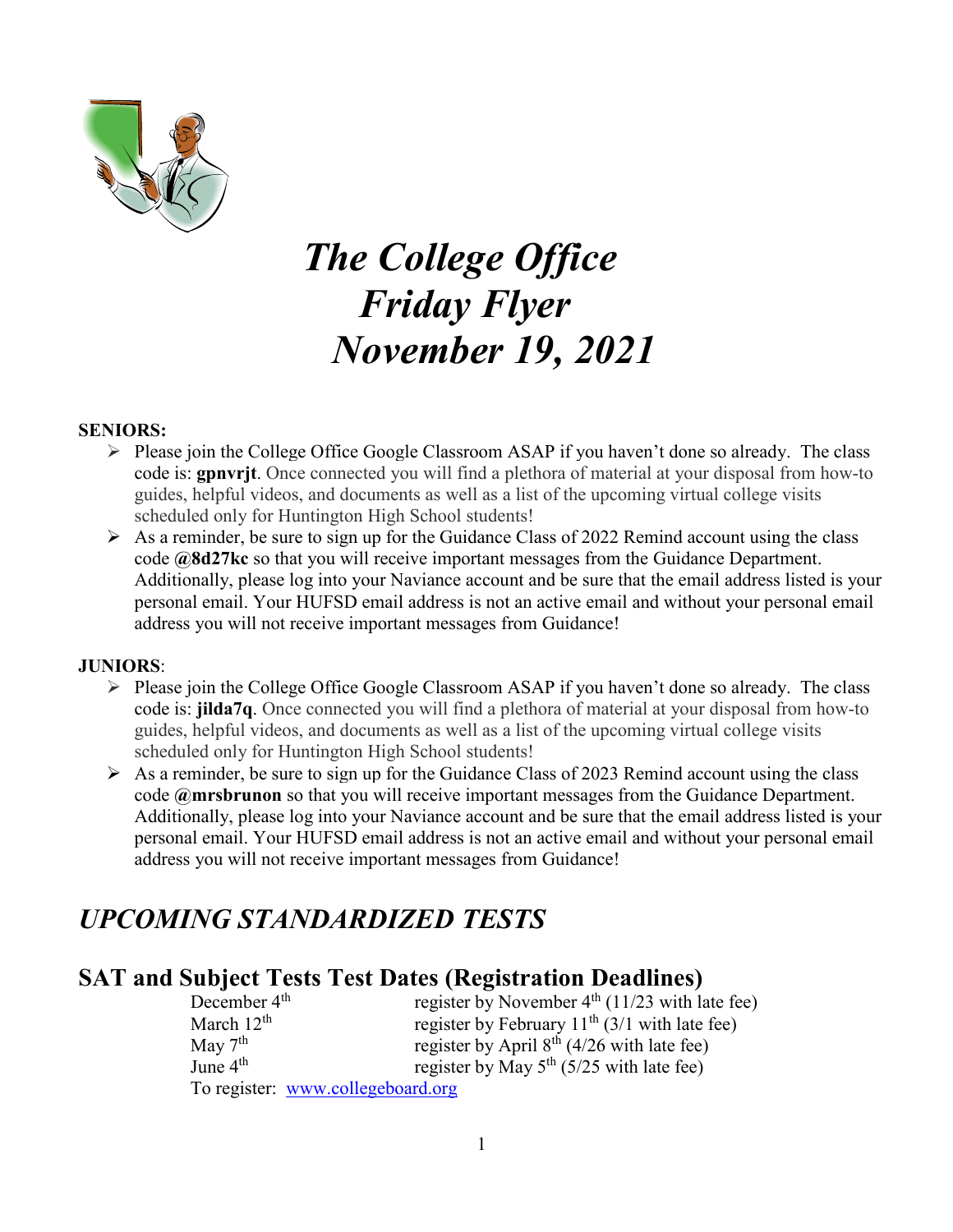# *The College Office Friday Flyer November 19, 2021*

**SENIORS:**

- Please join the College Office Google Classroom ASAP if you haven't done so already. The class code is: **gpnvrjt**. Once connected you will find a plethora of material at your disposal from how-to guides, helpful videos, and documents as well as a list of the upcoming virtual college visits scheduled only for Huntington High School students!
- As a reminder, be sure to sign up for the Guidance Class of 2022 Remind account using the class code **@8d27kc** so that you will receive important messages from the Guidance Department. Additionally, please log into your Naviance account and be sure that the email address listed is your personal email. Your HUFSD email address is not an active email and without your personal email address you will not receive important messages from Guidance!

**JUNIORS**:

- Please join the College Office Google Classroom ASAP if you haven't done so already. The class code is: **jilda7q**. Once connected you will find a plethora of material at your disposal from how-to guides, helpful videos, and documents as well as a list of the upcoming virtual college visits scheduled only for Huntington High School students!
- As a reminder, be sure to sign up for the Guidance Class of 2023 Remind account using the class code **@mrsbrunon** so that you will receive important messages from the Guidance Department. Additionally, please log into your Naviance account and be sure that the email address listed is your personal email. Your HUFSD email address is not an active email and without your personal email address you will not receive important messages from Guidance!

## *UPCOMING STANDARDIZED TESTS*

### SAT and Subject Tests Test Dates (Registration Deadlines)

| | |
|---|---|
| December 4th | register by November 4th (11/23 with late fee) |
| March 12th | register by February 11th (3/1 with late fee) |
| May 7th | register by April 8th (4/26 with late fee) |
| June 4th | register by May 5th (5/25 with late fee) |

To register: www.collegeboard.org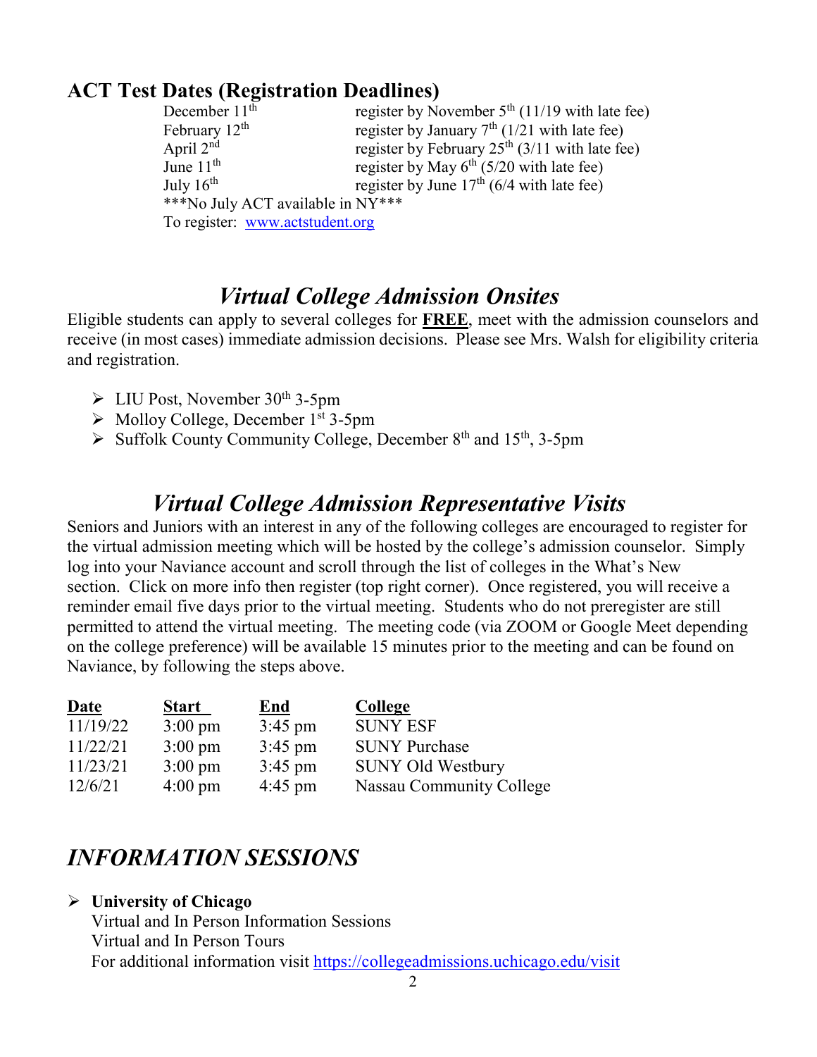## ACT Test Dates (Registration Deadlines)

| | |
|---|---|
| December 11th | register by November 5th (11/19 with late fee) |
| February 12th | register by January 7th (1/21 with late fee) |
| April 2nd | register by February 25th (3/11 with late fee) |
| June 11th | register by May 6th (5/20 with late fee) |
| July 16th | register by June 17th (6/4 with late fee) |

***No July ACT available in NY***

To register: [www.actstudent.org](www.actstudent.org)

## *Virtual College Admission Onsites*

Eligible students can apply to several colleges for **FREE**, meet with the admission counselors and receive (in most cases) immediate admission decisions. Please see Mrs. Walsh for eligibility criteria and registration.

- LIU Post, November 30th 3-5pm
- Molloy College, December 1st 3-5pm
- Suffolk County Community College, December 8th and 15th, 3-5pm

## *Virtual College Admission Representative Visits*

Seniors and Juniors with an interest in any of the following colleges are encouraged to register for the virtual admission meeting which will be hosted by the college's admission counselor. Simply log into your Naviance account and scroll through the list of colleges in the What's New section. Click on more info then register (top right corner). Once registered, you will receive a reminder email five days prior to the virtual meeting. Students who do not preregister are still permitted to attend the virtual meeting. The meeting code (via ZOOM or Google Meet depending on the college preference) will be available 15 minutes prior to the meeting and can be found on Naviance, by following the steps above.

| Date | Start | End | College |
|---|---|---|---|
| 11/19/22 | 3:00 pm | 3:45 pm | SUNY ESF |
| 11/22/21 | 3:00 pm | 3:45 pm | SUNY Purchase |
| 11/23/21 | 3:00 pm | 3:45 pm | SUNY Old Westbury |
| 12/6/21 | 4:00 pm | 4:45 pm | Nassau Community College |

## *INFORMATION SESSIONS*

- **University of Chicago**
  Virtual and In Person Information Sessions
  Virtual and In Person Tours
  For additional information visit [https://collegeadmissions.uchicago.edu/visit](https://collegeadmissions.uchicago.edu/visit)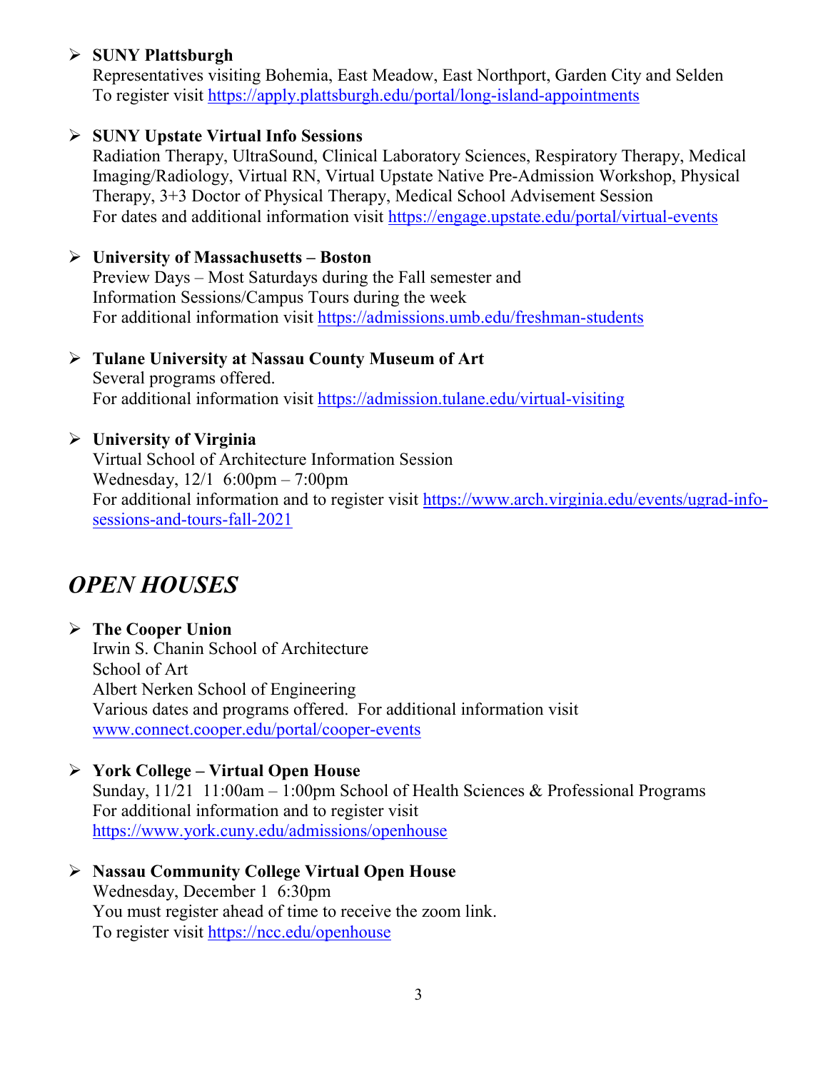- **SUNY Plattsburgh**
  Representatives visiting Bohemia, East Meadow, East Northport, Garden City and Selden
  To register visit https://apply.plattsburgh.edu/portal/long-island-appointments

- **SUNY Upstate Virtual Info Sessions**
  Radiation Therapy, UltraSound, Clinical Laboratory Sciences, Respiratory Therapy, Medical Imaging/Radiology, Virtual RN, Virtual Upstate Native Pre-Admission Workshop, Physical Therapy, 3+3 Doctor of Physical Therapy, Medical School Advisement Session
  For dates and additional information visit https://engage.upstate.edu/portal/virtual-events

- **University of Massachusetts – Boston**
  Preview Days – Most Saturdays during the Fall semester and
  Information Sessions/Campus Tours during the week
  For additional information visit https://admissions.umb.edu/freshman-students

- **Tulane University at Nassau County Museum of Art**
  Several programs offered.
  For additional information visit https://admission.tulane.edu/virtual-visiting

- **University of Virginia**
  Virtual School of Architecture Information Session
  Wednesday, 12/1 6:00pm – 7:00pm
  For additional information and to register visit https://www.arch.virginia.edu/events/ugrad-info-sessions-and-tours-fall-2021

## *OPEN HOUSES*

- **The Cooper Union**
  Irwin S. Chanin School of Architecture
  School of Art
  Albert Nerken School of Engineering
  Various dates and programs offered. For additional information visit
  www.connect.cooper.edu/portal/cooper-events

- **York College – Virtual Open House**
  Sunday, 11/21 11:00am – 1:00pm School of Health Sciences & Professional Programs
  For additional information and to register visit
  https://www.york.cuny.edu/admissions/openhouse

- **Nassau Community College Virtual Open House**
  Wednesday, December 1 6:30pm
  You must register ahead of time to receive the zoom link.
  To register visit https://ncc.edu/openhouse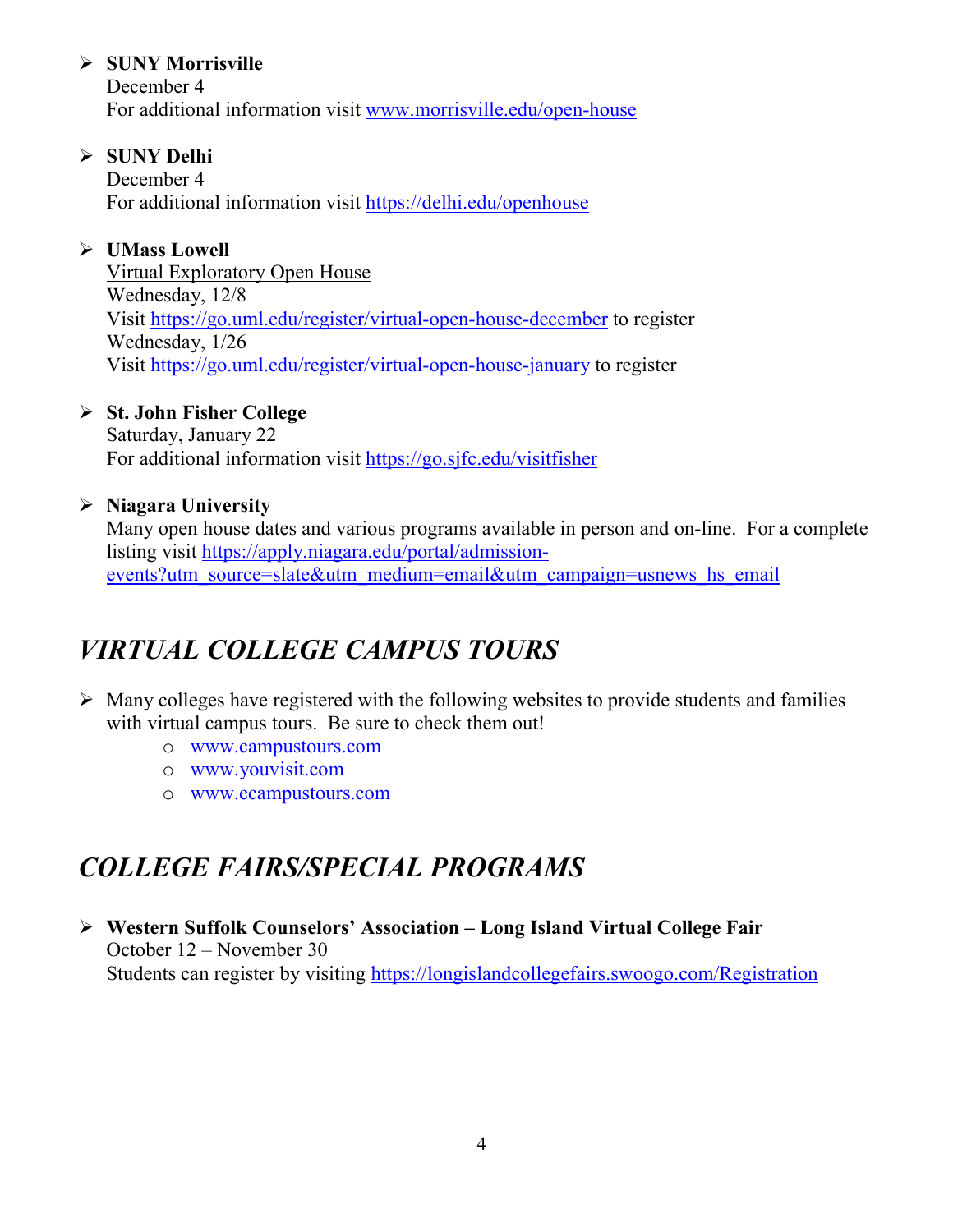- **SUNY Morrisville**
  December 4
  For additional information visit www.morrisville.edu/open-house

- **SUNY Delhi**
  December 4
  For additional information visit https://delhi.edu/openhouse

- **UMass Lowell**
  Virtual Exploratory Open House
  Wednesday, 12/8
  Visit https://go.uml.edu/register/virtual-open-house-december to register
  Wednesday, 1/26
  Visit https://go.uml.edu/register/virtual-open-house-january to register

- **St. John Fisher College**
  Saturday, January 22
  For additional information visit https://go.sjfc.edu/visitfisher

- **Niagara University**
  Many open house dates and various programs available in person and on-line. For a complete listing visit https://apply.niagara.edu/portal/admission-events?utm_source=slate&utm_medium=email&utm_campaign=usnews_hs_email

## *VIRTUAL COLLEGE CAMPUS TOURS*

- Many colleges have registered with the following websites to provide students and families with virtual campus tours. Be sure to check them out!
  - www.campustours.com
  - www.youvisit.com
  - www.ecampustours.com

## *COLLEGE FAIRS/SPECIAL PROGRAMS*

- **Western Suffolk Counselors' Association – Long Island Virtual College Fair**
  October 12 – November 30
  Students can register by visiting https://longislandcollegefairs.swoogo.com/Registration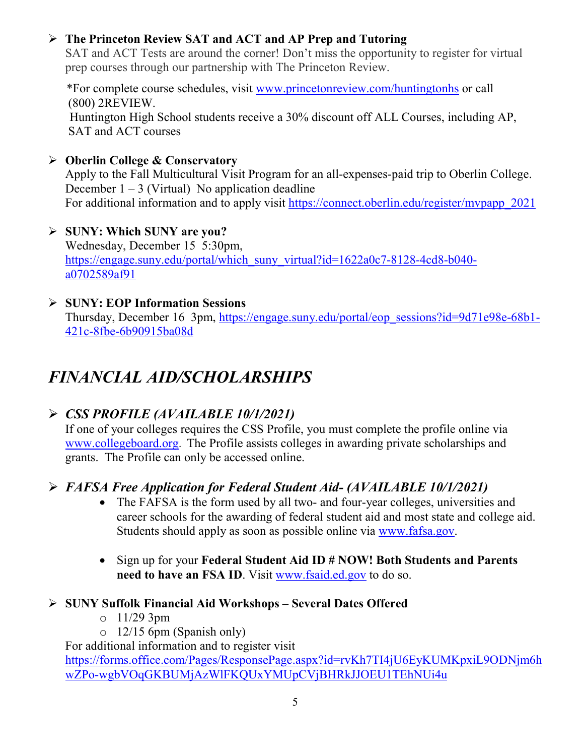- **The Princeton Review SAT and ACT and AP Prep and Tutoring**
  SAT and ACT Tests are around the corner! Don't miss the opportunity to register for virtual prep courses through our partnership with The Princeton Review.

  *For complete course schedules, visit www.princetonreview.com/huntingtonhs or call (800) 2REVIEW.
  Huntington High School students receive a 30% discount off ALL Courses, including AP, SAT and ACT courses

- **Oberlin College & Conservatory**
  Apply to the Fall Multicultural Visit Program for an all-expenses-paid trip to Oberlin College.
  December 1 – 3 (Virtual) No application deadline
  For additional information and to apply visit https://connect.oberlin.edu/register/mvpapp_2021

- **SUNY: Which SUNY are you?**
  Wednesday, December 15 5:30pm, https://engage.suny.edu/portal/which_suny_virtual?id=1622a0c7-8128-4cd8-b040-a0702589af91

- **SUNY: EOP Information Sessions**
  Thursday, December 16 3pm, https://engage.suny.edu/portal/eop_sessions?id=9d71e98e-68b1-421c-8fbe-6b90915ba08d

# *FINANCIAL AID/SCHOLARSHIPS*

- ***CSS PROFILE (AVAILABLE 10/1/2021)***
  If one of your colleges requires the CSS Profile, you must complete the profile online via www.collegeboard.org. The Profile assists colleges in awarding private scholarships and grants. The Profile can only be accessed online.

- ***FAFSA Free Application for Federal Student Aid- (AVAILABLE 10/1/2021)***
  - The FAFSA is the form used by all two- and four-year colleges, universities and career schools for the awarding of federal student aid and most state and college aid. Students should apply as soon as possible online via www.fafsa.gov.
  - Sign up for your **Federal Student Aid ID # NOW! Both Students and Parents need to have an FSA ID**. Visit www.fsaid.ed.gov to do so.

- **SUNY Suffolk Financial Aid Workshops – Several Dates Offered**
  - 11/29 3pm
  - 12/15 6pm (Spanish only)

  For additional information and to register visit https://forms.office.com/Pages/ResponsePage.aspx?id=rvKh7TI4jU6EyKUMKpxiL9ODNjm6hwZPo-wgbVOqGKBUMjAzWlFKQUxYMUpCVjBHRkJJOEU1TEhNUi4u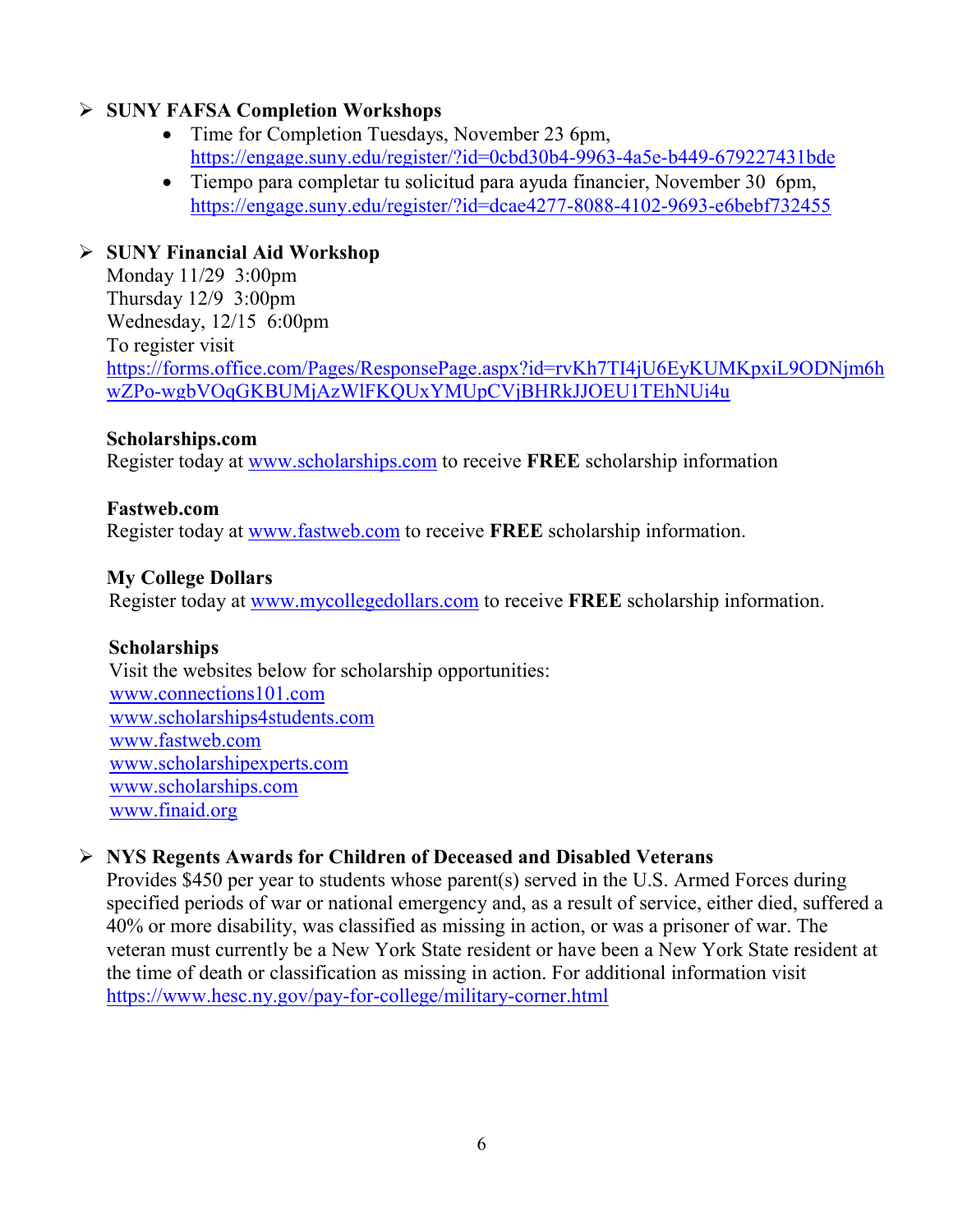- **SUNY FAFSA Completion Workshops**
  - Time for Completion Tuesdays, November 23 6pm, https://engage.suny.edu/register/?id=0cbd30b4-9963-4a5e-b449-679227431bde
  - Tiempo para completar tu solicitud para ayuda financier, November 30 6pm, https://engage.suny.edu/register/?id=dcae4277-8088-4102-9693-e6bebf732455

- **SUNY Financial Aid Workshop**

  Monday 11/29 3:00pm
  Thursday 12/9 3:00pm
  Wednesday, 12/15 6:00pm
  To register visit
  https://forms.office.com/Pages/ResponsePage.aspx?id=rvKh7TI4jU6EyKUMKpxiL9ODNjm6hwZPo-wgbVOqGKBUMjAzWlFKQUxYMUpCVjBHRkJJOEU1TEhNUi4u

**Scholarships.com**
Register today at www.scholarships.com to receive **FREE** scholarship information

**Fastweb.com**
Register today at www.fastweb.com to receive **FREE** scholarship information.

**My College Dollars**
Register today at www.mycollegedollars.com to receive **FREE** scholarship information.

**Scholarships**
Visit the websites below for scholarship opportunities:
www.connections101.com
www.scholarships4students.com
www.fastweb.com
www.scholarshipexperts.com
www.scholarships.com
www.finaid.org

- **NYS Regents Awards for Children of Deceased and Disabled Veterans**

  Provides $450 per year to students whose parent(s) served in the U.S. Armed Forces during specified periods of war or national emergency and, as a result of service, either died, suffered a 40% or more disability, was classified as missing in action, or was a prisoner of war. The veteran must currently be a New York State resident or have been a New York State resident at the time of death or classification as missing in action. For additional information visit https://www.hesc.ny.gov/pay-for-college/military-corner.html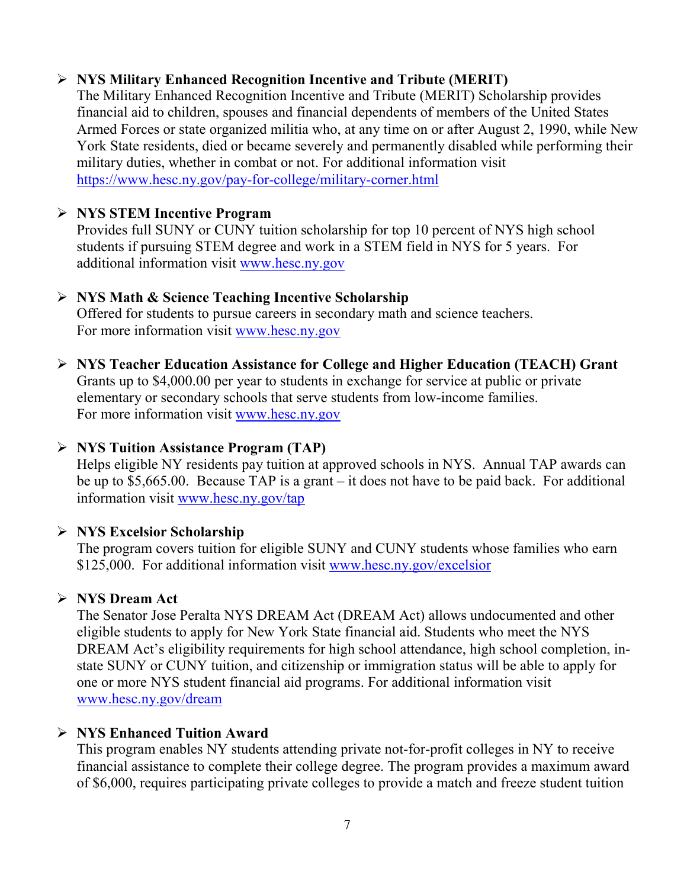- **NYS Military Enhanced Recognition Incentive and Tribute (MERIT)**
  The Military Enhanced Recognition Incentive and Tribute (MERIT) Scholarship provides financial aid to children, spouses and financial dependents of members of the United States Armed Forces or state organized militia who, at any time on or after August 2, 1990, while New York State residents, died or became severely and permanently disabled while performing their military duties, whether in combat or not. For additional information visit https://www.hesc.ny.gov/pay-for-college/military-corner.html

- **NYS STEM Incentive Program**
  Provides full SUNY or CUNY tuition scholarship for top 10 percent of NYS high school students if pursuing STEM degree and work in a STEM field in NYS for 5 years. For additional information visit www.hesc.ny.gov

- **NYS Math & Science Teaching Incentive Scholarship**
  Offered for students to pursue careers in secondary math and science teachers.
  For more information visit www.hesc.ny.gov

- **NYS Teacher Education Assistance for College and Higher Education (TEACH) Grant**
  Grants up to $4,000.00 per year to students in exchange for service at public or private elementary or secondary schools that serve students from low-income families.
  For more information visit www.hesc.ny.gov

- **NYS Tuition Assistance Program (TAP)**
  Helps eligible NY residents pay tuition at approved schools in NYS. Annual TAP awards can be up to $5,665.00. Because TAP is a grant – it does not have to be paid back. For additional information visit www.hesc.ny.gov/tap

- **NYS Excelsior Scholarship**
  The program covers tuition for eligible SUNY and CUNY students whose families who earn $125,000. For additional information visit www.hesc.ny.gov/excelsior

- **NYS Dream Act**
  The Senator Jose Peralta NYS DREAM Act (DREAM Act) allows undocumented and other eligible students to apply for New York State financial aid. Students who meet the NYS DREAM Act's eligibility requirements for high school attendance, high school completion, in-state SUNY or CUNY tuition, and citizenship or immigration status will be able to apply for one or more NYS student financial aid programs. For additional information visit www.hesc.ny.gov/dream

- **NYS Enhanced Tuition Award**
  This program enables NY students attending private not-for-profit colleges in NY to receive financial assistance to complete their college degree. The program provides a maximum award of $6,000, requires participating private colleges to provide a match and freeze student tuition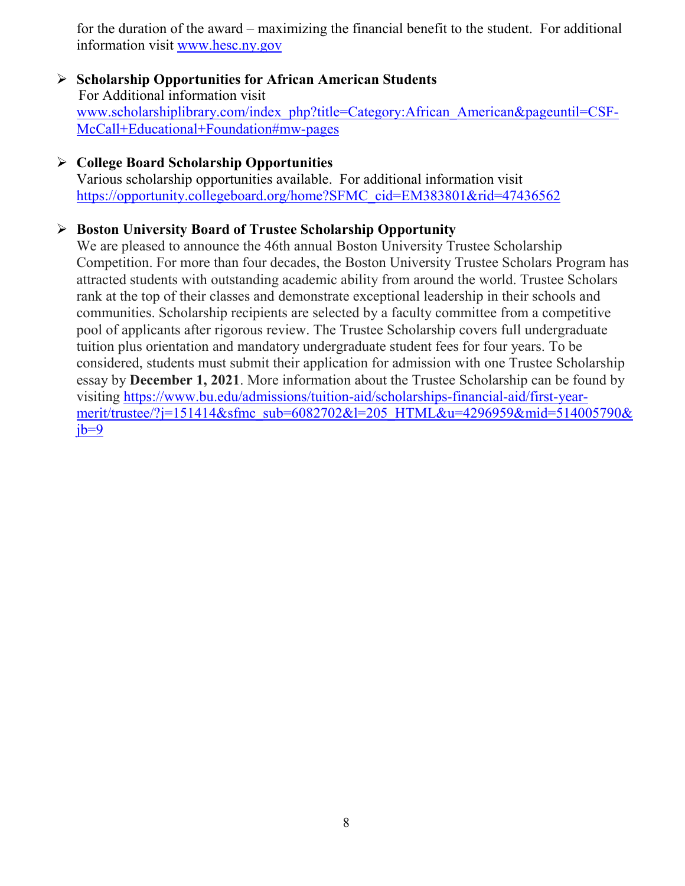for the duration of the award – maximizing the financial benefit to the student. For additional information visit www.hesc.ny.gov

- **Scholarship Opportunities for African American Students**
  For Additional information visit www.scholarshiplibrary.com/index_php?title=Category:African_American&pageuntil=CSF-McCall+Educational+Foundation#mw-pages

- **College Board Scholarship Opportunities**
  Various scholarship opportunities available. For additional information visit https://opportunity.collegeboard.org/home?SFMC_cid=EM383801&rid=47436562

- **Boston University Board of Trustee Scholarship Opportunity**
  We are pleased to announce the 46th annual Boston University Trustee Scholarship Competition. For more than four decades, the Boston University Trustee Scholars Program has attracted students with outstanding academic ability from around the world. Trustee Scholars rank at the top of their classes and demonstrate exceptional leadership in their schools and communities. Scholarship recipients are selected by a faculty committee from a competitive pool of applicants after rigorous review. The Trustee Scholarship covers full undergraduate tuition plus orientation and mandatory undergraduate student fees for four years. To be considered, students must submit their application for admission with one Trustee Scholarship essay by **December 1, 2021**. More information about the Trustee Scholarship can be found by visiting https://www.bu.edu/admissions/tuition-aid/scholarships-financial-aid/first-year-merit/trustee/?j=151414&sfmc_sub=6082702&l=205_HTML&u=4296959&mid=514005790&jb=9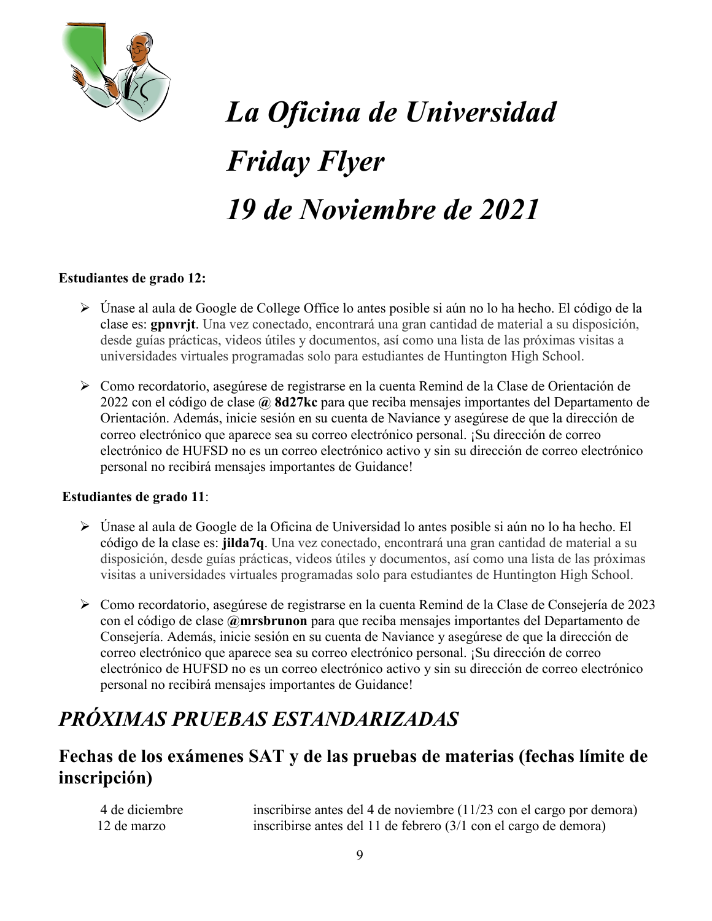# *La Oficina de Universidad*
# *Friday Flyer*
# *19 de Noviembre de 2021*

**Estudiantes de grado 12:**

- Únase al aula de Google de College Office lo antes posible si aún no lo ha hecho. El código de la clase es: **gpnvrjt**. Una vez conectado, encontrará una gran cantidad de material a su disposición, desde guías prácticas, videos útiles y documentos, así como una lista de las próximas visitas a universidades virtuales programadas solo para estudiantes de Huntington High School.

- Como recordatorio, asegúrese de registrarse en la cuenta Remind de la Clase de Orientación de 2022 con el código de clase **@ 8d27kc** para que reciba mensajes importantes del Departamento de Orientación. Además, inicie sesión en su cuenta de Naviance y asegúrese de que la dirección de correo electrónico que aparece sea su correo electrónico personal. ¡Su dirección de correo electrónico de HUFSD no es un correo electrónico activo y sin su dirección de correo electrónico personal no recibirá mensajes importantes de Guidance!

**Estudiantes de grado 11**:

- Únase al aula de Google de la Oficina de Universidad lo antes posible si aún no lo ha hecho. El código de la clase es: **jilda7q**. Una vez conectado, encontrará una gran cantidad de material a su disposición, desde guías prácticas, videos útiles y documentos, así como una lista de las próximas visitas a universidades virtuales programadas solo para estudiantes de Huntington High School.

- Como recordatorio, asegúrese de registrarse en la cuenta Remind de la Clase de Consejería de 2023 con el código de clase **@mrsbrunon** para que reciba mensajes importantes del Departamento de Consejería. Además, inicie sesión en su cuenta de Naviance y asegúrese de que la dirección de correo electrónico que aparece sea su correo electrónico personal. ¡Su dirección de correo electrónico de HUFSD no es un correo electrónico activo y sin su dirección de correo electrónico personal no recibirá mensajes importantes de Guidance!

# *PRÓXIMAS PRUEBAS ESTANDARIZADAS*

## Fechas de los exámenes SAT y de las pruebas de materias (fechas límite de inscripción)

| | |
|---|---|
| 4 de diciembre | inscribirse antes del 4 de noviembre (11/23 con el cargo por demora) |
| 12 de marzo | inscribirse antes del 11 de febrero (3/1 con el cargo de demora) |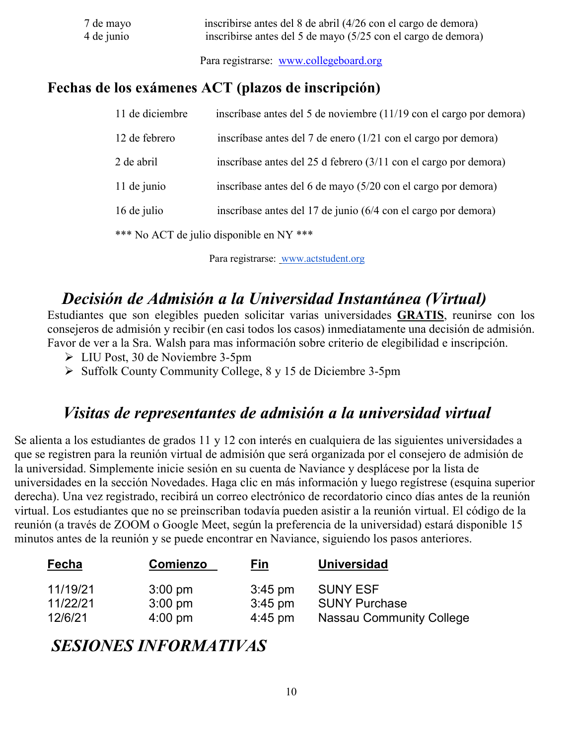| | |
|---|---|
| 7 de mayo | inscribirse antes del 8 de abril (4/26 con el cargo de demora) |
| 4 de junio | inscribirse antes del 5 de mayo (5/25 con el cargo de demora) |

Para registrarse: www.collegeboard.org

## Fechas de los exámenes ACT (plazos de inscripción)

| | |
|---|---|
| 11 de diciembre | inscríbase antes del 5 de noviembre (11/19 con el cargo por demora) |
| 12 de febrero | inscríbase antes del 7 de enero (1/21 con el cargo por demora) |
| 2 de abril | inscríbase antes del 25 d febrero (3/11 con el cargo por demora) |
| 11 de junio | inscríbase antes del 6 de mayo (5/20 con el cargo por demora) |
| 16 de julio | inscríbase antes del 17 de junio (6/4 con el cargo por demora) |

*** No ACT de julio disponible en NY ***

Para registrarse: www.actstudent.org

## *Decisión de Admisión a la Universidad Instantánea (Virtual)*

Estudiantes que son elegibles pueden solicitar varias universidades **GRATIS**, reunirse con los consejeros de admisión y recibir (en casi todos los casos) inmediatamente una decisión de admisión. Favor de ver a la Sra. Walsh para mas información sobre criterio de elegibilidad e inscripción.

- LIU Post, 30 de Noviembre 3-5pm
- Suffolk County Community College, 8 y 15 de Diciembre 3-5pm

## *Visitas de representantes de admisión a la universidad virtual*

Se alienta a los estudiantes de grados 11 y 12 con interés en cualquiera de las siguientes universidades a que se registren para la reunión virtual de admisión que será organizada por el consejero de admisión de la universidad. Simplemente inicie sesión en su cuenta de Naviance y desplácese por la lista de universidades en la sección Novedades. Haga clic en más información y luego regístrese (esquina superior derecha). Una vez registrado, recibirá un correo electrónico de recordatorio cinco días antes de la reunión virtual. Los estudiantes que no se preinscriban todavía pueden asistir a la reunión virtual. El código de la reunión (a través de ZOOM o Google Meet, según la preferencia de la universidad) estará disponible 15 minutos antes de la reunión y se puede encontrar en Naviance, siguiendo los pasos anteriores.

| Fecha | Comienzo | Fin | Universidad |
|---|---|---|---|
| 11/19/21 | 3:00 pm | 3:45 pm | SUNY ESF |
| 11/22/21 | 3:00 pm | 3:45 pm | SUNY Purchase |
| 12/6/21 | 4:00 pm | 4:45 pm | Nassau Community College |

## *SESIONES INFORMATIVAS*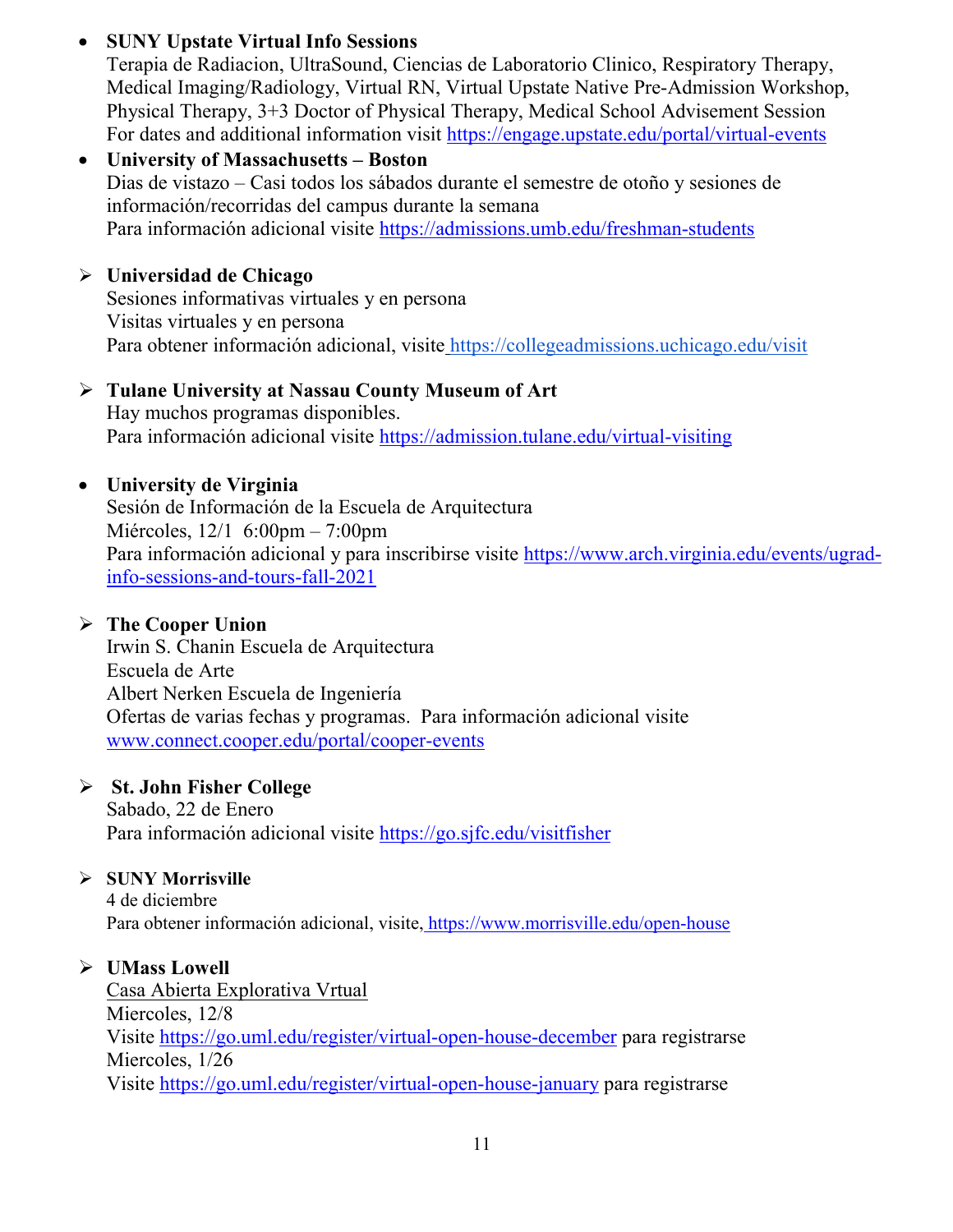- **SUNY Upstate Virtual Info Sessions**
  Terapia de Radiacion, UltraSound, Ciencias de Laboratorio Clinico, Respiratory Therapy, Medical Imaging/Radiology, Virtual RN, Virtual Upstate Native Pre-Admission Workshop, Physical Therapy, 3+3 Doctor of Physical Therapy, Medical School Advisement Session
  For dates and additional information visit https://engage.upstate.edu/portal/virtual-events
- **University of Massachusetts – Boston**
  Dias de vistazo – Casi todos los sábados durante el semestre de otoño y sesiones de información/recorridas del campus durante la semana
  Para información adicional visite https://admissions.umb.edu/freshman-students

- **Universidad de Chicago**
  Sesiones informativas virtuales y en persona
  Visitas virtuales y en persona
  Para obtener información adicional, visite https://collegeadmissions.uchicago.edu/visit

- **Tulane University at Nassau County Museum of Art**
  Hay muchos programas disponibles.
  Para información adicional visite https://admission.tulane.edu/virtual-visiting

- **University de Virginia**
  Sesión de Información de la Escuela de Arquitectura
  Miércoles, 12/1 6:00pm – 7:00pm
  Para información adicional y para inscribirse visite https://www.arch.virginia.edu/events/ugrad-info-sessions-and-tours-fall-2021

- **The Cooper Union**
  Irwin S. Chanin Escuela de Arquitectura
  Escuela de Arte
  Albert Nerken Escuela de Ingeniería
  Ofertas de varias fechas y programas. Para información adicional visite www.connect.cooper.edu/portal/cooper-events

- **St. John Fisher College**
  Sabado, 22 de Enero
  Para información adicional visite https://go.sjfc.edu/visitfisher

- **SUNY Morrisville**
  4 de diciembre
  Para obtener información adicional, visite, https://www.morrisville.edu/open-house

- **UMass Lowell**
  Casa Abierta Explorativa Vrtual
  Miercoles, 12/8
  Visite https://go.uml.edu/register/virtual-open-house-december para registrarse
  Miercoles, 1/26
  Visite https://go.uml.edu/register/virtual-open-house-january para registrarse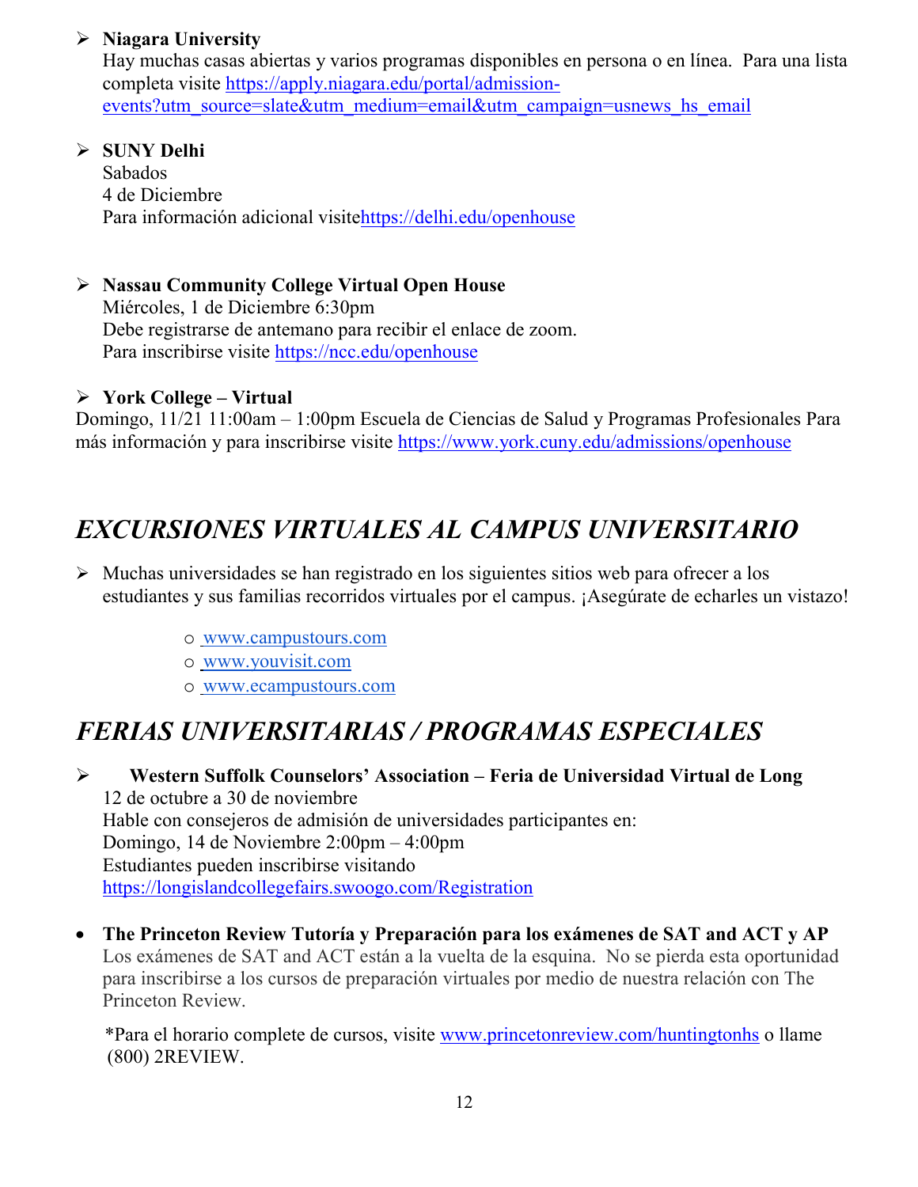- **Niagara University**
  Hay muchas casas abiertas y varios programas disponibles en persona o en línea. Para una lista completa visite https://apply.niagara.edu/portal/admission-events?utm_source=slate&utm_medium=email&utm_campaign=usnews_hs_email

- **SUNY Delhi**
  Sabados
  4 de Diciembre
  Para información adicional visitehttps://delhi.edu/openhouse

- **Nassau Community College Virtual Open House**
  Miércoles, 1 de Diciembre 6:30pm
  Debe registrarse de antemano para recibir el enlace de zoom.
  Para inscribirse visite https://ncc.edu/openhouse

- **York College – Virtual**
  Domingo, 11/21 11:00am – 1:00pm Escuela de Ciencias de Salud y Programas Profesionales Para más información y para inscribirse visite https://www.york.cuny.edu/admissions/openhouse

## *EXCURSIONES VIRTUALES AL CAMPUS UNIVERSITARIO*

- Muchas universidades se han registrado en los siguientes sitios web para ofrecer a los estudiantes y sus familias recorridos virtuales por el campus. ¡Asegúrate de echarles un vistazo!
  - www.campustours.com
  - www.youvisit.com
  - www.ecampustours.com

## *FERIAS UNIVERSITARIAS / PROGRAMAS ESPECIALES*

- **Western Suffolk Counselors' Association – Feria de Universidad Virtual de Long**
  12 de octubre a 30 de noviembre
  Hable con consejeros de admisión de universidades participantes en:
  Domingo, 14 de Noviembre 2:00pm – 4:00pm
  Estudiantes pueden inscribirse visitando
  https://longislandcollegefairs.swoogo.com/Registration

- **The Princeton Review Tutoría y Preparación para los exámenes de SAT and ACT y AP**
  Los exámenes de SAT and ACT están a la vuelta de la esquina. No se pierda esta oportunidad para inscribirse a los cursos de preparación virtuales por medio de nuestra relación con The Princeton Review.

  *Para el horario complete de cursos, visite www.princetonreview.com/huntingtonhs o llame (800) 2REVIEW.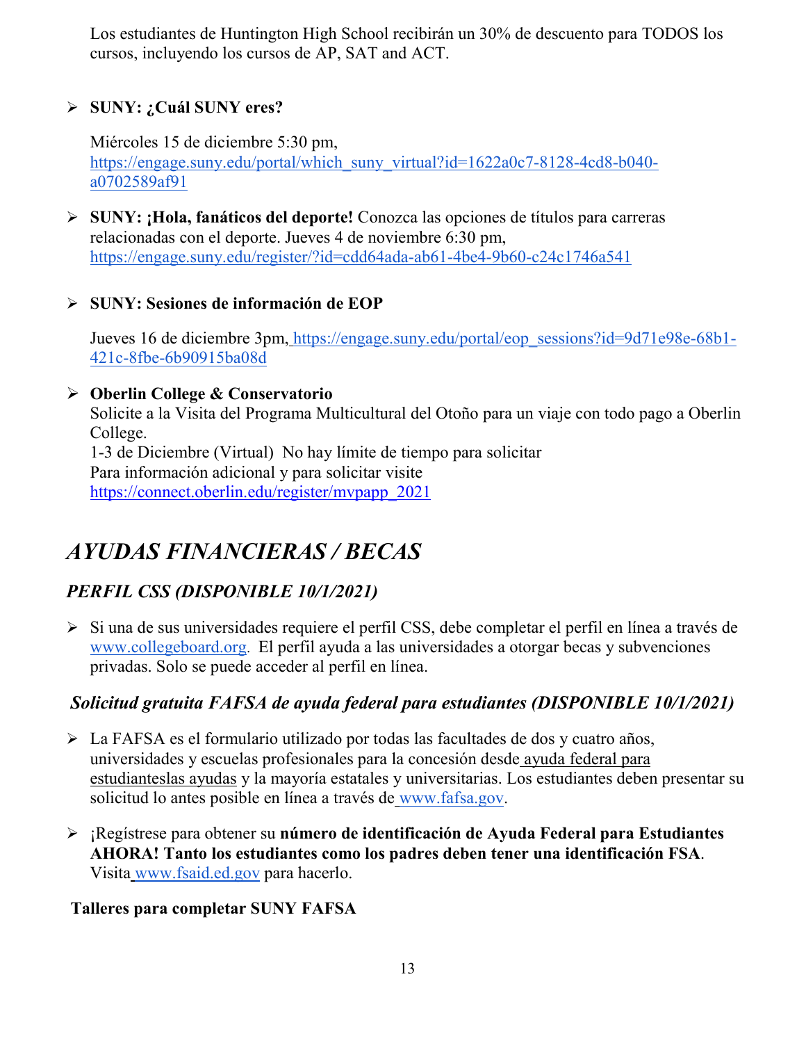Los estudiantes de Huntington High School recibirán un 30% de descuento para TODOS los cursos, incluyendo los cursos de AP, SAT and ACT.

- **SUNY: ¿Cuál SUNY eres?**

  Miércoles 15 de diciembre 5:30 pm, https://engage.suny.edu/portal/which_suny_virtual?id=1622a0c7-8128-4cd8-b040-a0702589af91

- **SUNY: ¡Hola, fanáticos del deporte!** Conozca las opciones de títulos para carreras relacionadas con el deporte. Jueves 4 de noviembre 6:30 pm, https://engage.suny.edu/register/?id=cdd64ada-ab61-4be4-9b60-c24c1746a541

- **SUNY: Sesiones de información de EOP**

  Jueves 16 de diciembre 3pm, https://engage.suny.edu/portal/eop_sessions?id=9d71e98e-68b1-421c-8fbe-6b90915ba08d

- **Oberlin College & Conservatorio**
  Solicite a la Visita del Programa Multicultural del Otoño para un viaje con todo pago a Oberlin College.
  1-3 de Diciembre (Virtual) No hay límite de tiempo para solicitar
  Para información adicional y para solicitar visite
  https://connect.oberlin.edu/register/mvpapp_2021

# *AYUDAS FINANCIERAS / BECAS*

## *PERFIL CSS (DISPONIBLE 10/1/2021)*

- Si una de sus universidades requiere el perfil CSS, debe completar el perfil en línea a través de www.collegeboard.org. El perfil ayuda a las universidades a otorgar becas y subvenciones privadas. Solo se puede acceder al perfil en línea.

## *Solicitud gratuita FAFSA de ayuda federal para estudiantes (DISPONIBLE 10/1/2021)*

- La FAFSA es el formulario utilizado por todas las facultades de dos y cuatro años, universidades y escuelas profesionales para la concesión desde ayuda federal para estudianteslas ayudas y la mayoría estatales y universitarias. Los estudiantes deben presentar su solicitud lo antes posible en línea a través de www.fafsa.gov.

- ¡Regístrese para obtener su **número de identificación de Ayuda Federal para Estudiantes AHORA! Tanto los estudiantes como los padres deben tener una identificación FSA**. Visita www.fsaid.ed.gov para hacerlo.

**Talleres para completar SUNY FAFSA**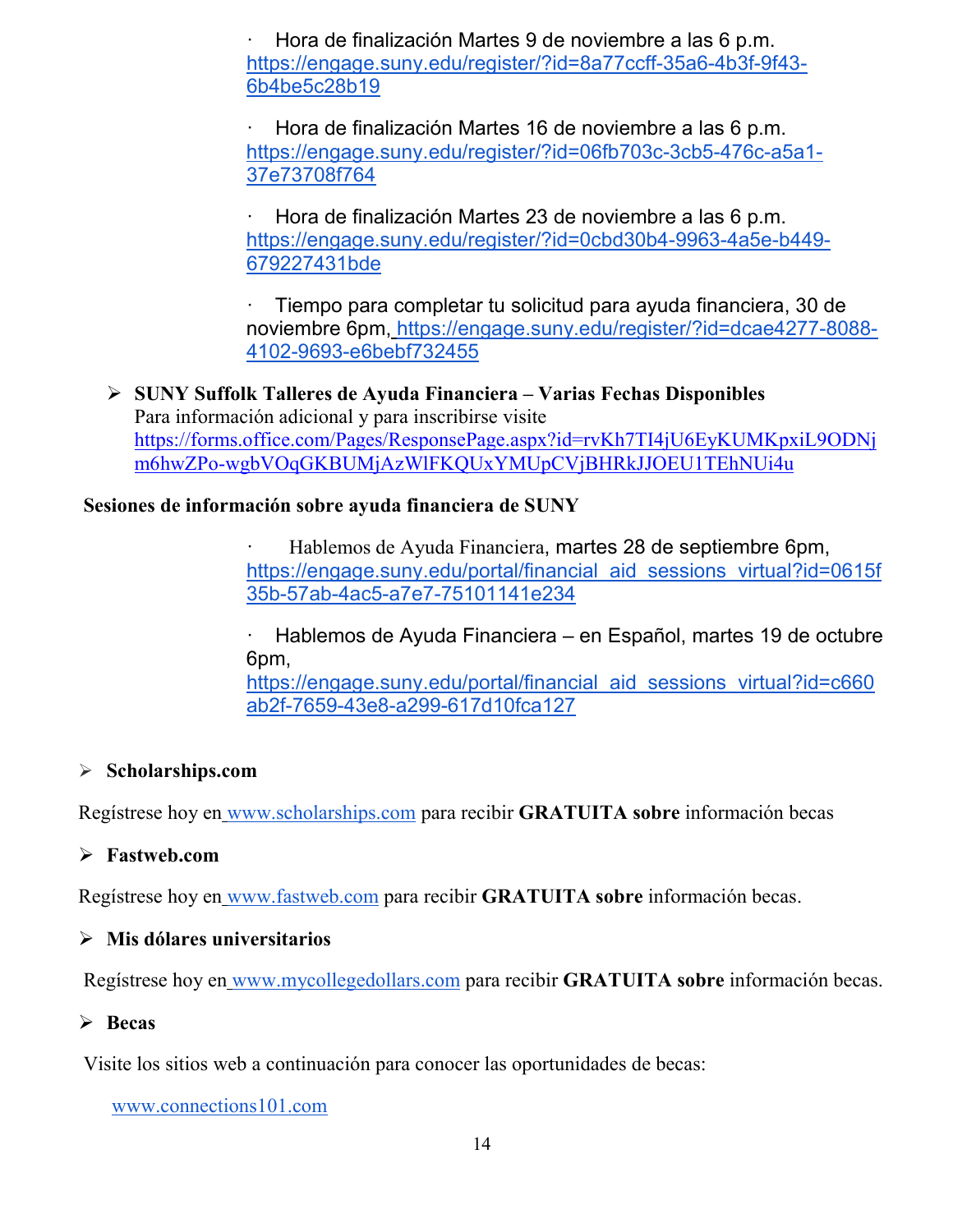- Hora de finalización Martes 9 de noviembre a las 6 p.m. https://engage.suny.edu/register/?id=8a77ccff-35a6-4b3f-9f43-6b4be5c28b19

- Hora de finalización Martes 16 de noviembre a las 6 p.m. https://engage.suny.edu/register/?id=06fb703c-3cb5-476c-a5a1-37e73708f764

- Hora de finalización Martes 23 de noviembre a las 6 p.m. https://engage.suny.edu/register/?id=0cbd30b4-9963-4a5e-b449-679227431bde

- Tiempo para completar tu solicitud para ayuda financiera, 30 de noviembre 6pm, https://engage.suny.edu/register/?id=dcae4277-8088-4102-9693-e6bebf732455

- **SUNY Suffolk Talleres de Ayuda Financiera – Varias Fechas Disponibles**
  Para información adicional y para inscribirse visite https://forms.office.com/Pages/ResponsePage.aspx?id=rvKh7TI4jU6EyKUMKpxiL9ODNjm6hwZPo-wgbVOqGKBUMjAzWlFKQUxYMUpCVjBHRkJJOEU1TEhNUi4u

**Sesiones de información sobre ayuda financiera de SUNY**

- Hablemos de Ayuda Financiera, martes 28 de septiembre 6pm, https://engage.suny.edu/portal/financial_aid_sessions_virtual?id=0615f35b-57ab-4ac5-a7e7-75101141e234

- Hablemos de Ayuda Financiera – en Español, martes 19 de octubre 6pm, https://engage.suny.edu/portal/financial_aid_sessions_virtual?id=c660ab2f-7659-43e8-a299-617d10fca127

- **Scholarships.com**

Regístrese hoy en www.scholarships.com para recibir **GRATUITA sobre** información becas

- **Fastweb.com**

Regístrese hoy en www.fastweb.com para recibir **GRATUITA sobre** información becas.

- **Mis dólares universitarios**

Regístrese hoy en www.mycollegedollars.com para recibir **GRATUITA sobre** información becas.

- **Becas**

Visite los sitios web a continuación para conocer las oportunidades de becas:

www.connections101.com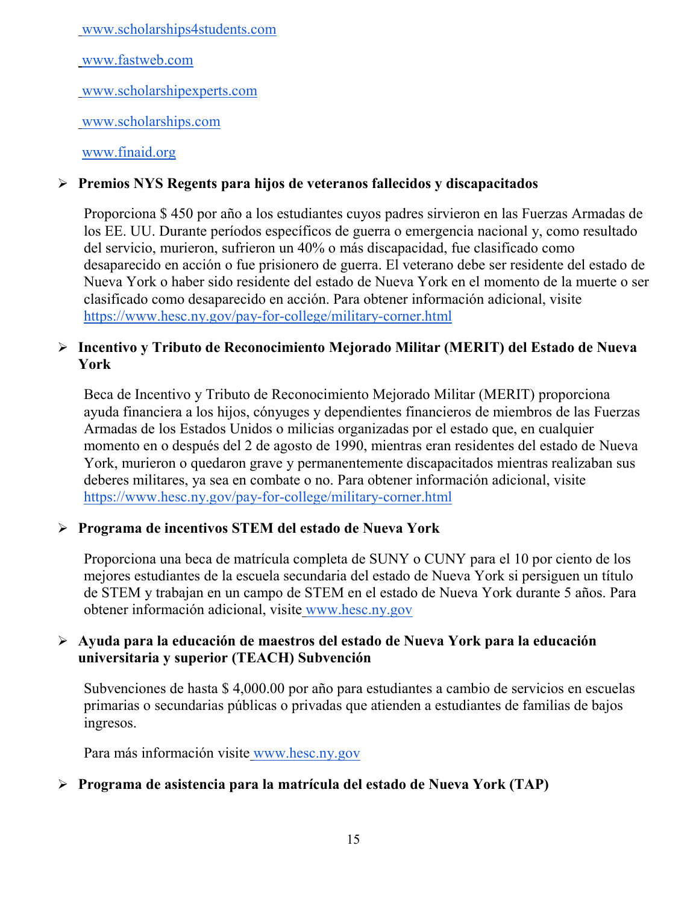www.scholarships4students.com

www.fastweb.com

www.scholarshipexperts.com

www.scholarships.com

www.finaid.org

- **Premios NYS Regents para hijos de veteranos fallecidos y discapacitados**

  Proporciona $ 450 por año a los estudiantes cuyos padres sirvieron en las Fuerzas Armadas de los EE. UU. Durante períodos específicos de guerra o emergencia nacional y, como resultado del servicio, murieron, sufrieron un 40% o más discapacidad, fue clasificado como desaparecido en acción o fue prisionero de guerra. El veterano debe ser residente del estado de Nueva York o haber sido residente del estado de Nueva York en el momento de la muerte o ser clasificado como desaparecido en acción. Para obtener información adicional, visite https://www.hesc.ny.gov/pay-for-college/military-corner.html

- **Incentivo y Tributo de Reconocimiento Mejorado Militar (MERIT) del Estado de Nueva York**

  Beca de Incentivo y Tributo de Reconocimiento Mejorado Militar (MERIT) proporciona ayuda financiera a los hijos, cónyuges y dependientes financieros de miembros de las Fuerzas Armadas de los Estados Unidos o milicias organizadas por el estado que, en cualquier momento en o después del 2 de agosto de 1990, mientras eran residentes del estado de Nueva York, murieron o quedaron grave y permanentemente discapacitados mientras realizaban sus deberes militares, ya sea en combate o no. Para obtener información adicional, visite https://www.hesc.ny.gov/pay-for-college/military-corner.html

- **Programa de incentivos STEM del estado de Nueva York**

  Proporciona una beca de matrícula completa de SUNY o CUNY para el 10 por ciento de los mejores estudiantes de la escuela secundaria del estado de Nueva York si persiguen un título de STEM y trabajan en un campo de STEM en el estado de Nueva York durante 5 años. Para obtener información adicional, visite www.hesc.ny.gov

- **Ayuda para la educación de maestros del estado de Nueva York para la educación universitaria y superior (TEACH) Subvención**

  Subvenciones de hasta $ 4,000.00 por año para estudiantes a cambio de servicios en escuelas primarias o secundarias públicas o privadas que atienden a estudiantes de familias de bajos ingresos.

  Para más información visite www.hesc.ny.gov

- **Programa de asistencia para la matrícula del estado de Nueva York (TAP)**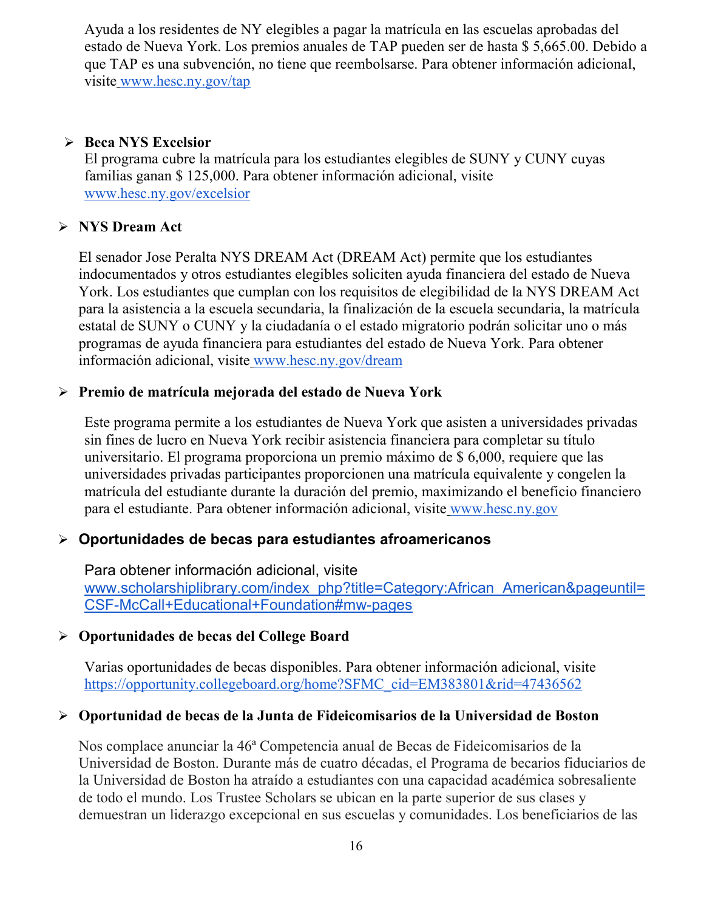Ayuda a los residentes de NY elegibles a pagar la matrícula en las escuelas aprobadas del estado de Nueva York. Los premios anuales de TAP pueden ser de hasta $ 5,665.00. Debido a que TAP es una subvención, no tiene que reembolsarse. Para obtener información adicional, visite www.hesc.ny.gov/tap

- **Beca NYS Excelsior**
  El programa cubre la matrícula para los estudiantes elegibles de SUNY y CUNY cuyas familias ganan $ 125,000. Para obtener información adicional, visite www.hesc.ny.gov/excelsior

- **NYS Dream Act**

  El senador Jose Peralta NYS DREAM Act (DREAM Act) permite que los estudiantes indocumentados y otros estudiantes elegibles soliciten ayuda financiera del estado de Nueva York. Los estudiantes que cumplan con los requisitos de elegibilidad de la NYS DREAM Act para la asistencia a la escuela secundaria, la finalización de la escuela secundaria, la matrícula estatal de SUNY o CUNY y la ciudadanía o el estado migratorio podrán solicitar uno o más programas de ayuda financiera para estudiantes del estado de Nueva York. Para obtener información adicional, visite www.hesc.ny.gov/dream

- **Premio de matrícula mejorada del estado de Nueva York**

  Este programa permite a los estudiantes de Nueva York que asisten a universidades privadas sin fines de lucro en Nueva York recibir asistencia financiera para completar su título universitario. El programa proporciona un premio máximo de $ 6,000, requiere que las universidades privadas participantes proporcionen una matrícula equivalente y congelen la matrícula del estudiante durante la duración del premio, maximizando el beneficio financiero para el estudiante. Para obtener información adicional, visite www.hesc.ny.gov

- **Oportunidades de becas para estudiantes afroamericanos**

  Para obtener información adicional, visite www.scholarshiplibrary.com/index_php?title=Category:African_American&pageuntil=CSF-McCall+Educational+Foundation#mw-pages

- **Oportunidades de becas del College Board**

  Varias oportunidades de becas disponibles. Para obtener información adicional, visite https://opportunity.collegeboard.org/home?SFMC_cid=EM383801&rid=47436562

- **Oportunidad de becas de la Junta de Fideicomisarios de la Universidad de Boston**

  Nos complace anunciar la 46ª Competencia anual de Becas de Fideicomisarios de la Universidad de Boston. Durante más de cuatro décadas, el Programa de becarios fiduciarios de la Universidad de Boston ha atraído a estudiantes con una capacidad académica sobresaliente de todo el mundo. Los Trustee Scholars se ubican en la parte superior de sus clases y demuestran un liderazgo excepcional en sus escuelas y comunidades. Los beneficiarios de las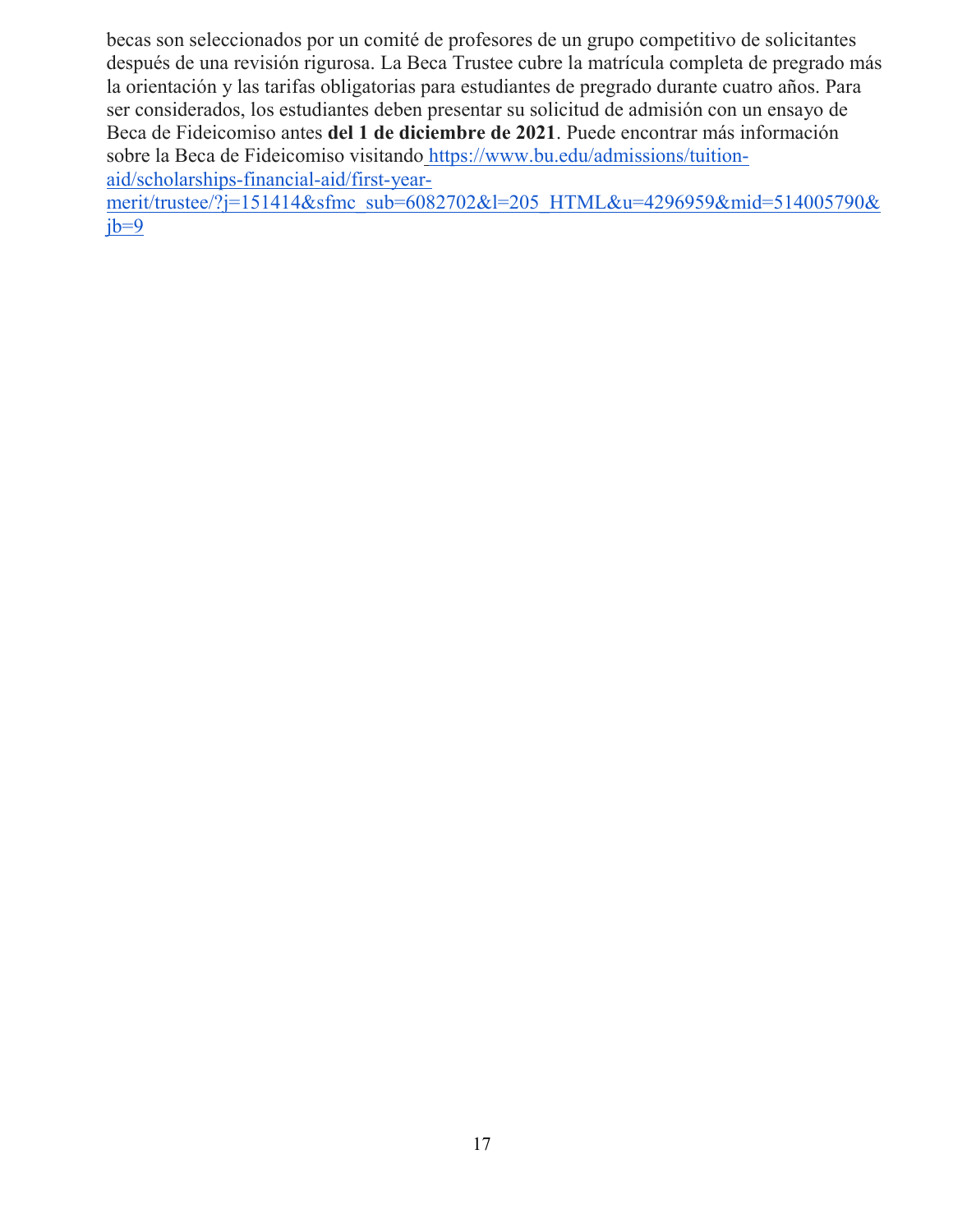becas son seleccionados por un comité de profesores de un grupo competitivo de solicitantes después de una revisión rigurosa. La Beca Trustee cubre la matrícula completa de pregrado más la orientación y las tarifas obligatorias para estudiantes de pregrado durante cuatro años. Para ser considerados, los estudiantes deben presentar su solicitud de admisión con un ensayo de Beca de Fideicomiso antes **del 1 de diciembre de 2021**. Puede encontrar más información sobre la Beca de Fideicomiso visitando [https://www.bu.edu/admissions/tuition-aid/scholarships-financial-aid/first-year-merit/trustee/?j=151414&sfmc_sub=6082702&l=205_HTML&u=4296959&mid=514005790&jb=9](https://www.bu.edu/admissions/tuition-aid/scholarships-financial-aid/first-year-merit/trustee/?j=151414&sfmc_sub=6082702&l=205_HTML&u=4296959&mid=514005790&jb=9)